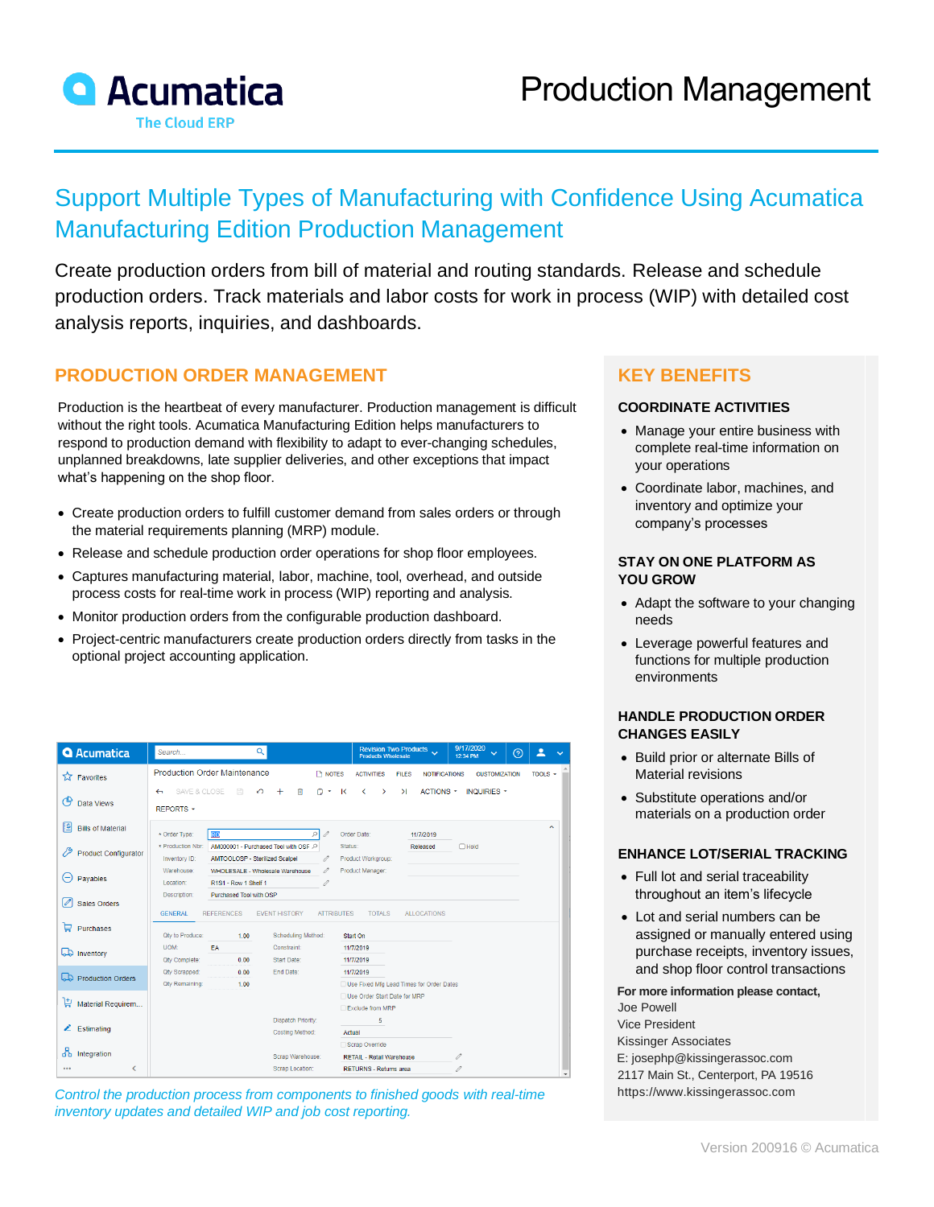# Production Management

Acumatica
The Cloud ERP

## Support Multiple Types of Manufacturing with Confidence Using Acumatica Manufacturing Edition Production Management

Create production orders from bill of material and routing standards. Release and schedule production orders. Track materials and labor costs for work in process (WIP) with detailed cost analysis reports, inquiries, and dashboards.

### PRODUCTION ORDER MANAGEMENT

Production is the heartbeat of every manufacturer. Production management is difficult without the right tools. Acumatica Manufacturing Edition helps manufacturers to respond to production demand with flexibility to adapt to ever-changing schedules, unplanned breakdowns, late supplier deliveries, and other exceptions that impact what's happening on the shop floor.

- Create production orders to fulfill customer demand from sales orders or through the material requirements planning (MRP) module.
- Release and schedule production order operations for shop floor employees.
- Captures manufacturing material, labor, machine, tool, overhead, and outside process costs for real-time work in process (WIP) reporting and analysis.
- Monitor production orders from the configurable production dashboard.
- Project-centric manufacturers create production orders directly from tasks in the optional project accounting application.

*Control the production process from components to finished goods with real-time inventory updates and detailed WIP and job cost reporting.*

### KEY BENEFITS

**COORDINATE ACTIVITIES**

- Manage your entire business with complete real-time information on your operations
- Coordinate labor, machines, and inventory and optimize your company's processes

**STAY ON ONE PLATFORM AS YOU GROW**

- Adapt the software to your changing needs
- Leverage powerful features and functions for multiple production environments

**HANDLE PRODUCTION ORDER CHANGES EASILY**

- Build prior or alternate Bills of Material revisions
- Substitute operations and/or materials on a production order

**ENHANCE LOT/SERIAL TRACKING**

- Full lot and serial traceability throughout an item's lifecycle
- Lot and serial numbers can be assigned or manually entered using purchase receipts, inventory issues, and shop floor control transactions

**For more information please contact,**
Joe Powell
Vice President
Kissinger Associates
E: josephp@kissingerassoc.com
2117 Main St., Centerport, PA 19516
https://www.kissingerassoc.com

Version 200916 © Acumatica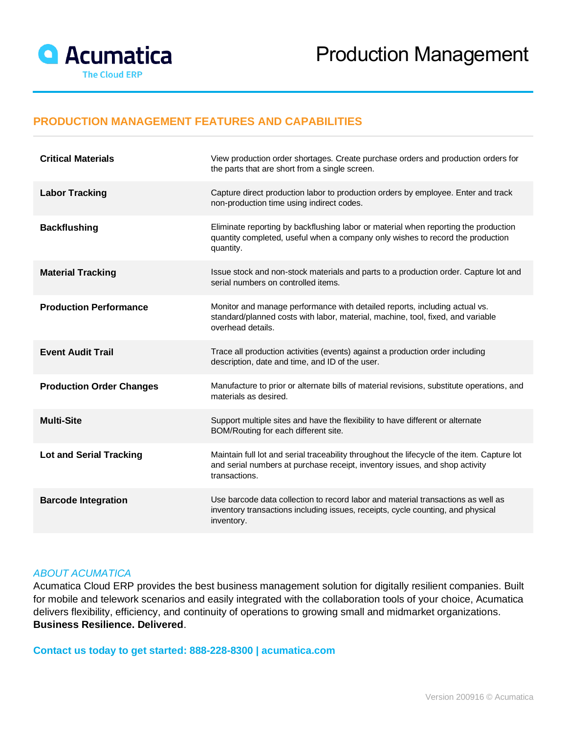# Production Management

## PRODUCTION MANAGEMENT FEATURES AND CAPABILITIES

| | |
|---|---|
| **Critical Materials** | View production order shortages. Create purchase orders and production orders for the parts that are short from a single screen. |
| **Labor Tracking** | Capture direct production labor to production orders by employee. Enter and track non-production time using indirect codes. |
| **Backflushing** | Eliminate reporting by backflushing labor or material when reporting the production quantity completed, useful when a company only wishes to record the production quantity. |
| **Material Tracking** | Issue stock and non-stock materials and parts to a production order. Capture lot and serial numbers on controlled items. |
| **Production Performance** | Monitor and manage performance with detailed reports, including actual vs. standard/planned costs with labor, material, machine, tool, fixed, and variable overhead details. |
| **Event Audit Trail** | Trace all production activities (events) against a production order including description, date and time, and ID of the user. |
| **Production Order Changes** | Manufacture to prior or alternate bills of material revisions, substitute operations, and materials as desired. |
| **Multi-Site** | Support multiple sites and have the flexibility to have different or alternate BOM/Routing for each different site. |
| **Lot and Serial Tracking** | Maintain full lot and serial traceability throughout the lifecycle of the item. Capture lot and serial numbers at purchase receipt, inventory issues, and shop activity transactions. |
| **Barcode Integration** | Use barcode data collection to record labor and material transactions as well as inventory transactions including issues, receipts, cycle counting, and physical inventory. |

*ABOUT ACUMATICA*

Acumatica Cloud ERP provides the best business management solution for digitally resilient companies. Built for mobile and telework scenarios and easily integrated with the collaboration tools of your choice, Acumatica delivers flexibility, efficiency, and continuity of operations to growing small and midmarket organizations. **Business Resilience. Delivered**.

**Contact us today to get started: 888-228-8300 | acumatica.com**

Version 200916 © Acumatica